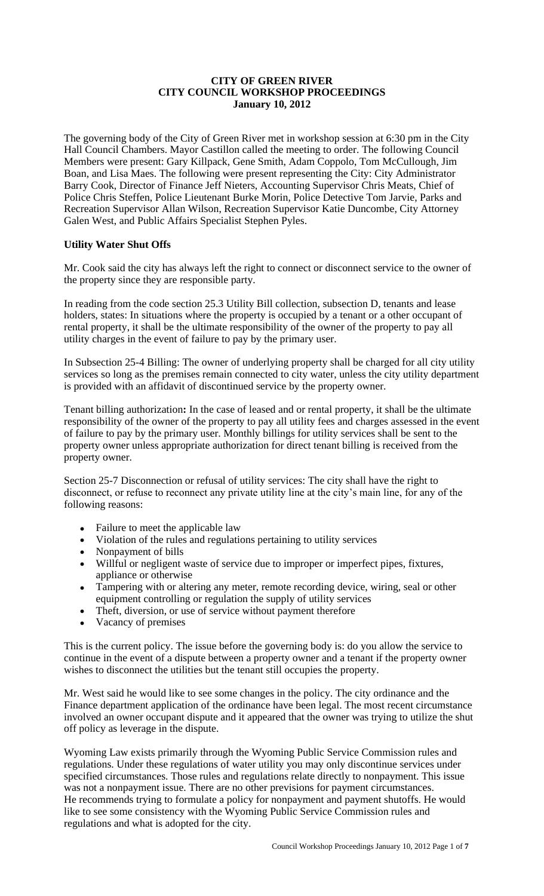# CITY OF GREEN RIVER
## CITY COUNCIL WORKSHOP PROCEEDINGS
### January 10, 2012

The governing body of the City of Green River met in workshop session at 6:30 pm in the City Hall Council Chambers. Mayor Castillon called the meeting to order. The following Council Members were present: Gary Killpack, Gene Smith, Adam Coppolo, Tom McCullough, Jim Boan, and Lisa Maes. The following were present representing the City: City Administrator Barry Cook, Director of Finance Jeff Nieters, Accounting Supervisor Chris Meats, Chief of Police Chris Steffen, Police Lieutenant Burke Morin, Police Detective Tom Jarvie, Parks and Recreation Supervisor Allan Wilson, Recreation Supervisor Katie Duncombe, City Attorney Galen West, and Public Affairs Specialist Stephen Pyles.

**Utility Water Shut Offs**

Mr. Cook said the city has always left the right to connect or disconnect service to the owner of the property since they are responsible party.

In reading from the code section 25.3 Utility Bill collection, subsection D, tenants and lease holders, states: In situations where the property is occupied by a tenant or a other occupant of rental property, it shall be the ultimate responsibility of the owner of the property to pay all utility charges in the event of failure to pay by the primary user.

In Subsection 25-4 Billing: The owner of underlying property shall be charged for all city utility services so long as the premises remain connected to city water, unless the city utility department is provided with an affidavit of discontinued service by the property owner.

Tenant billing authorization**:** In the case of leased and or rental property, it shall be the ultimate responsibility of the owner of the property to pay all utility fees and charges assessed in the event of failure to pay by the primary user. Monthly billings for utility services shall be sent to the property owner unless appropriate authorization for direct tenant billing is received from the property owner.

Section 25-7 Disconnection or refusal of utility services: The city shall have the right to disconnect, or refuse to reconnect any private utility line at the city's main line, for any of the following reasons:

- Failure to meet the applicable law
- Violation of the rules and regulations pertaining to utility services
- Nonpayment of bills
- Willful or negligent waste of service due to improper or imperfect pipes, fixtures, appliance or otherwise
- Tampering with or altering any meter, remote recording device, wiring, seal or other equipment controlling or regulation the supply of utility services
- Theft, diversion, or use of service without payment therefore
- Vacancy of premises

This is the current policy. The issue before the governing body is: do you allow the service to continue in the event of a dispute between a property owner and a tenant if the property owner wishes to disconnect the utilities but the tenant still occupies the property.

Mr. West said he would like to see some changes in the policy. The city ordinance and the Finance department application of the ordinance have been legal. The most recent circumstance involved an owner occupant dispute and it appeared that the owner was trying to utilize the shut off policy as leverage in the dispute.

Wyoming Law exists primarily through the Wyoming Public Service Commission rules and regulations. Under these regulations of water utility you may only discontinue services under specified circumstances. Those rules and regulations relate directly to nonpayment. This issue was not a nonpayment issue. There are no other previsions for payment circumstances. He recommends trying to formulate a policy for nonpayment and payment shutoffs. He would like to see some consistency with the Wyoming Public Service Commission rules and regulations and what is adopted for the city.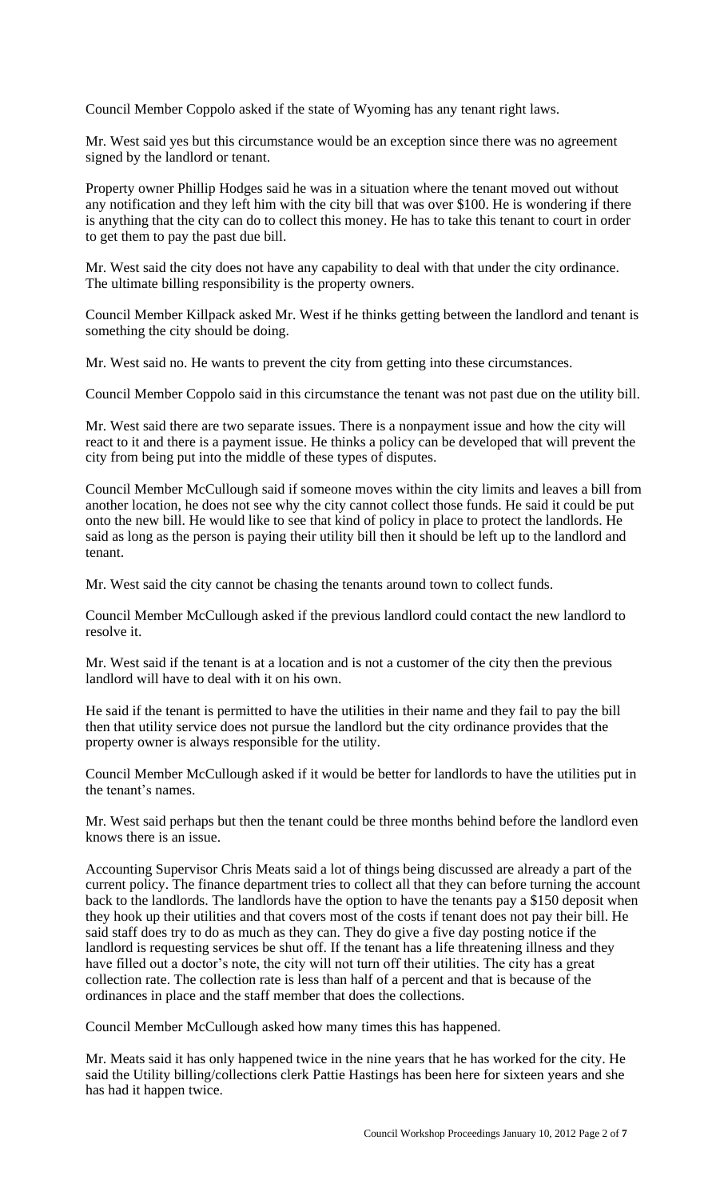Council Member Coppolo asked if the state of Wyoming has any tenant right laws.

Mr. West said yes but this circumstance would be an exception since there was no agreement signed by the landlord or tenant.

Property owner Phillip Hodges said he was in a situation where the tenant moved out without any notification and they left him with the city bill that was over $100. He is wondering if there is anything that the city can do to collect this money. He has to take this tenant to court in order to get them to pay the past due bill.

Mr. West said the city does not have any capability to deal with that under the city ordinance. The ultimate billing responsibility is the property owners.

Council Member Killpack asked Mr. West if he thinks getting between the landlord and tenant is something the city should be doing.

Mr. West said no. He wants to prevent the city from getting into these circumstances.

Council Member Coppolo said in this circumstance the tenant was not past due on the utility bill.

Mr. West said there are two separate issues. There is a nonpayment issue and how the city will react to it and there is a payment issue. He thinks a policy can be developed that will prevent the city from being put into the middle of these types of disputes.

Council Member McCullough said if someone moves within the city limits and leaves a bill from another location, he does not see why the city cannot collect those funds. He said it could be put onto the new bill. He would like to see that kind of policy in place to protect the landlords. He said as long as the person is paying their utility bill then it should be left up to the landlord and tenant.

Mr. West said the city cannot be chasing the tenants around town to collect funds.

Council Member McCullough asked if the previous landlord could contact the new landlord to resolve it.

Mr. West said if the tenant is at a location and is not a customer of the city then the previous landlord will have to deal with it on his own.

He said if the tenant is permitted to have the utilities in their name and they fail to pay the bill then that utility service does not pursue the landlord but the city ordinance provides that the property owner is always responsible for the utility.

Council Member McCullough asked if it would be better for landlords to have the utilities put in the tenant's names.

Mr. West said perhaps but then the tenant could be three months behind before the landlord even knows there is an issue.

Accounting Supervisor Chris Meats said a lot of things being discussed are already a part of the current policy. The finance department tries to collect all that they can before turning the account back to the landlords. The landlords have the option to have the tenants pay a $150 deposit when they hook up their utilities and that covers most of the costs if tenant does not pay their bill. He said staff does try to do as much as they can. They do give a five day posting notice if the landlord is requesting services be shut off. If the tenant has a life threatening illness and they have filled out a doctor's note, the city will not turn off their utilities. The city has a great collection rate. The collection rate is less than half of a percent and that is because of the ordinances in place and the staff member that does the collections.

Council Member McCullough asked how many times this has happened.

Mr. Meats said it has only happened twice in the nine years that he has worked for the city. He said the Utility billing/collections clerk Pattie Hastings has been here for sixteen years and she has had it happen twice.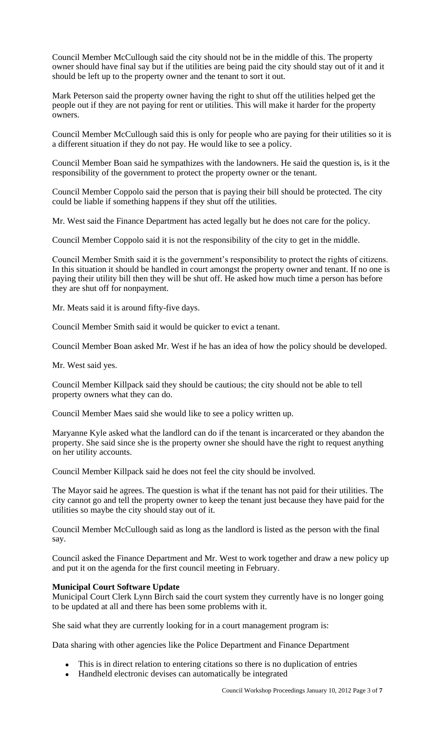Council Member McCullough said the city should not be in the middle of this. The property owner should have final say but if the utilities are being paid the city should stay out of it and it should be left up to the property owner and the tenant to sort it out.

Mark Peterson said the property owner having the right to shut off the utilities helped get the people out if they are not paying for rent or utilities. This will make it harder for the property owners.

Council Member McCullough said this is only for people who are paying for their utilities so it is a different situation if they do not pay. He would like to see a policy.

Council Member Boan said he sympathizes with the landowners. He said the question is, is it the responsibility of the government to protect the property owner or the tenant.

Council Member Coppolo said the person that is paying their bill should be protected. The city could be liable if something happens if they shut off the utilities.

Mr. West said the Finance Department has acted legally but he does not care for the policy.

Council Member Coppolo said it is not the responsibility of the city to get in the middle.

Council Member Smith said it is the government's responsibility to protect the rights of citizens. In this situation it should be handled in court amongst the property owner and tenant. If no one is paying their utility bill then they will be shut off. He asked how much time a person has before they are shut off for nonpayment.

Mr. Meats said it is around fifty-five days.

Council Member Smith said it would be quicker to evict a tenant.

Council Member Boan asked Mr. West if he has an idea of how the policy should be developed.

Mr. West said yes.

Council Member Killpack said they should be cautious; the city should not be able to tell property owners what they can do.

Council Member Maes said she would like to see a policy written up.

Maryanne Kyle asked what the landlord can do if the tenant is incarcerated or they abandon the property. She said since she is the property owner she should have the right to request anything on her utility accounts.

Council Member Killpack said he does not feel the city should be involved.

The Mayor said he agrees. The question is what if the tenant has not paid for their utilities. The city cannot go and tell the property owner to keep the tenant just because they have paid for the utilities so maybe the city should stay out of it.

Council Member McCullough said as long as the landlord is listed as the person with the final say.

Council asked the Finance Department and Mr. West to work together and draw a new policy up and put it on the agenda for the first council meeting in February.

**Municipal Court Software Update**

Municipal Court Clerk Lynn Birch said the court system they currently have is no longer going to be updated at all and there has been some problems with it.

She said what they are currently looking for in a court management program is:

Data sharing with other agencies like the Police Department and Finance Department

- This is in direct relation to entering citations so there is no duplication of entries
- Handheld electronic devises can automatically be integrated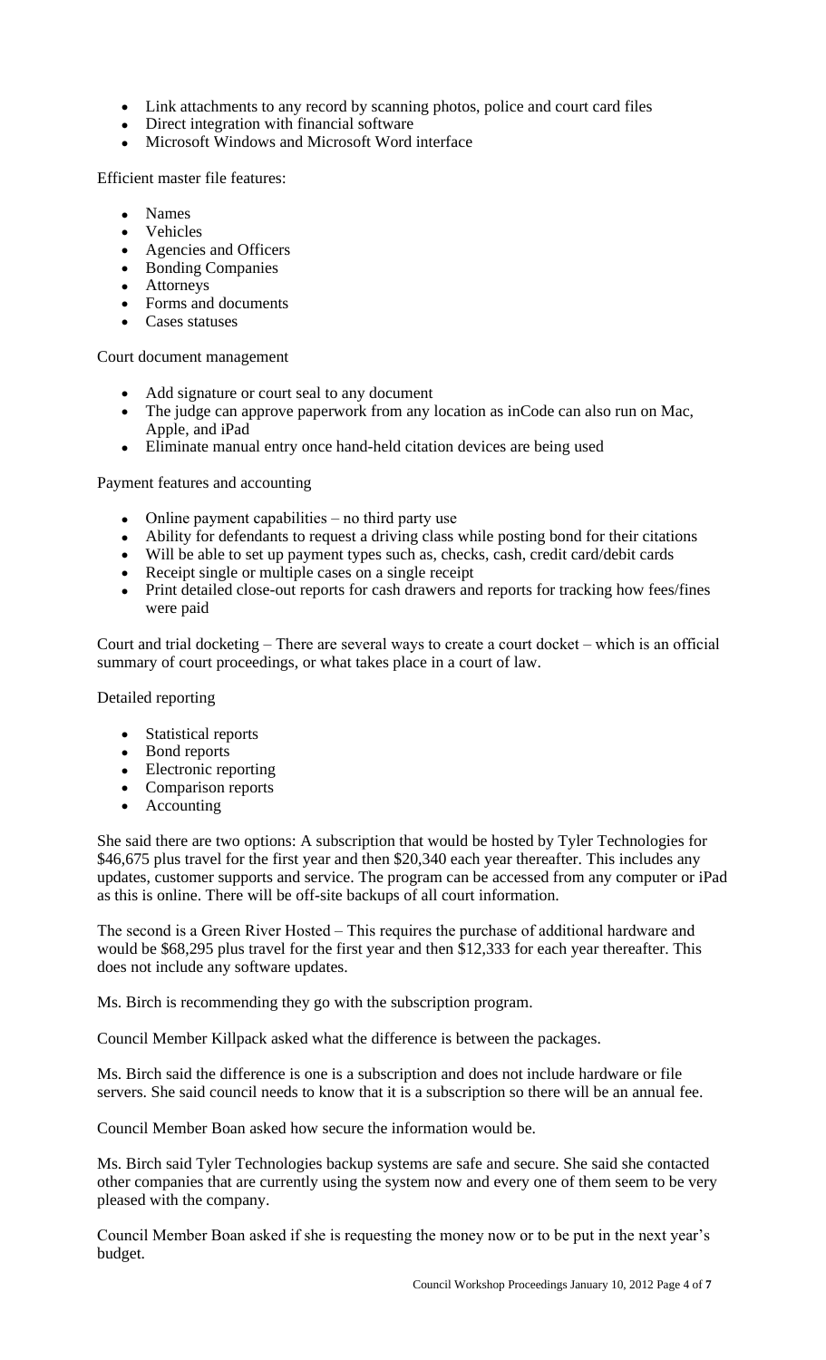- Link attachments to any record by scanning photos, police and court card files
- Direct integration with financial software
- Microsoft Windows and Microsoft Word interface

Efficient master file features:

- Names
- Vehicles
- Agencies and Officers
- Bonding Companies
- Attorneys
- Forms and documents
- Cases statuses

Court document management

- Add signature or court seal to any document
- The judge can approve paperwork from any location as inCode can also run on Mac, Apple, and iPad
- Eliminate manual entry once hand-held citation devices are being used

Payment features and accounting

- Online payment capabilities – no third party use
- Ability for defendants to request a driving class while posting bond for their citations
- Will be able to set up payment types such as, checks, cash, credit card/debit cards
- Receipt single or multiple cases on a single receipt
- Print detailed close-out reports for cash drawers and reports for tracking how fees/fines were paid

Court and trial docketing – There are several ways to create a court docket – which is an official summary of court proceedings, or what takes place in a court of law.

Detailed reporting

- Statistical reports
- Bond reports
- Electronic reporting
- Comparison reports
- Accounting

She said there are two options: A subscription that would be hosted by Tyler Technologies for $46,675 plus travel for the first year and then $20,340 each year thereafter. This includes any updates, customer supports and service. The program can be accessed from any computer or iPad as this is online. There will be off-site backups of all court information.

The second is a Green River Hosted – This requires the purchase of additional hardware and would be $68,295 plus travel for the first year and then $12,333 for each year thereafter. This does not include any software updates.

Ms. Birch is recommending they go with the subscription program.

Council Member Killpack asked what the difference is between the packages.

Ms. Birch said the difference is one is a subscription and does not include hardware or file servers. She said council needs to know that it is a subscription so there will be an annual fee.

Council Member Boan asked how secure the information would be.

Ms. Birch said Tyler Technologies backup systems are safe and secure. She said she contacted other companies that are currently using the system now and every one of them seem to be very pleased with the company.

Council Member Boan asked if she is requesting the money now or to be put in the next year's budget.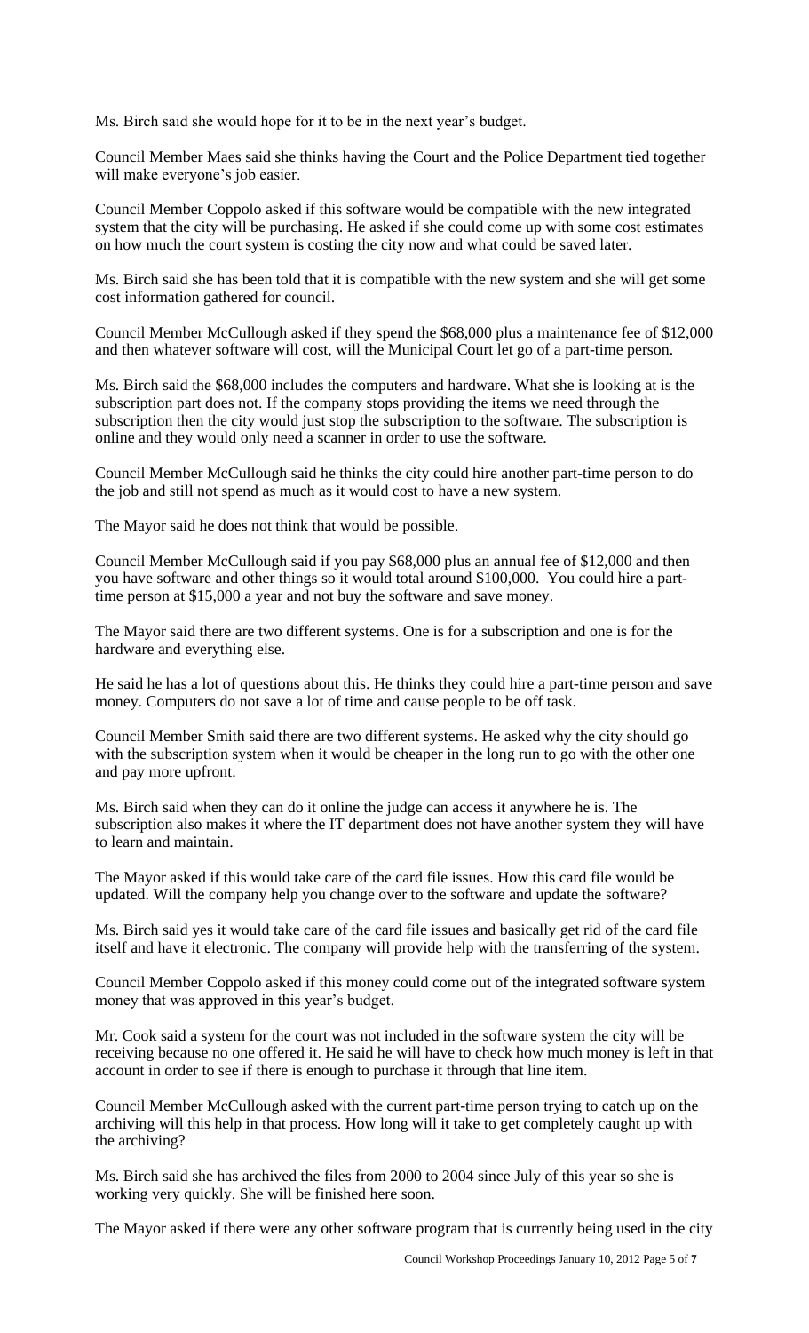Ms. Birch said she would hope for it to be in the next year's budget.

Council Member Maes said she thinks having the Court and the Police Department tied together will make everyone's job easier.

Council Member Coppolo asked if this software would be compatible with the new integrated system that the city will be purchasing. He asked if she could come up with some cost estimates on how much the court system is costing the city now and what could be saved later.

Ms. Birch said she has been told that it is compatible with the new system and she will get some cost information gathered for council.

Council Member McCullough asked if they spend the $68,000 plus a maintenance fee of $12,000 and then whatever software will cost, will the Municipal Court let go of a part-time person.

Ms. Birch said the $68,000 includes the computers and hardware. What she is looking at is the subscription part does not. If the company stops providing the items we need through the subscription then the city would just stop the subscription to the software. The subscription is online and they would only need a scanner in order to use the software.

Council Member McCullough said he thinks the city could hire another part-time person to do the job and still not spend as much as it would cost to have a new system.

The Mayor said he does not think that would be possible.

Council Member McCullough said if you pay $68,000 plus an annual fee of $12,000 and then you have software and other things so it would total around $100,000. You could hire a part-time person at $15,000 a year and not buy the software and save money.

The Mayor said there are two different systems. One is for a subscription and one is for the hardware and everything else.

He said he has a lot of questions about this. He thinks they could hire a part-time person and save money. Computers do not save a lot of time and cause people to be off task.

Council Member Smith said there are two different systems. He asked why the city should go with the subscription system when it would be cheaper in the long run to go with the other one and pay more upfront.

Ms. Birch said when they can do it online the judge can access it anywhere he is. The subscription also makes it where the IT department does not have another system they will have to learn and maintain.

The Mayor asked if this would take care of the card file issues. How this card file would be updated. Will the company help you change over to the software and update the software?

Ms. Birch said yes it would take care of the card file issues and basically get rid of the card file itself and have it electronic. The company will provide help with the transferring of the system.

Council Member Coppolo asked if this money could come out of the integrated software system money that was approved in this year's budget.

Mr. Cook said a system for the court was not included in the software system the city will be receiving because no one offered it. He said he will have to check how much money is left in that account in order to see if there is enough to purchase it through that line item.

Council Member McCullough asked with the current part-time person trying to catch up on the archiving will this help in that process. How long will it take to get completely caught up with the archiving?

Ms. Birch said she has archived the files from 2000 to 2004 since July of this year so she is working very quickly. She will be finished here soon.

The Mayor asked if there were any other software program that is currently being used in the city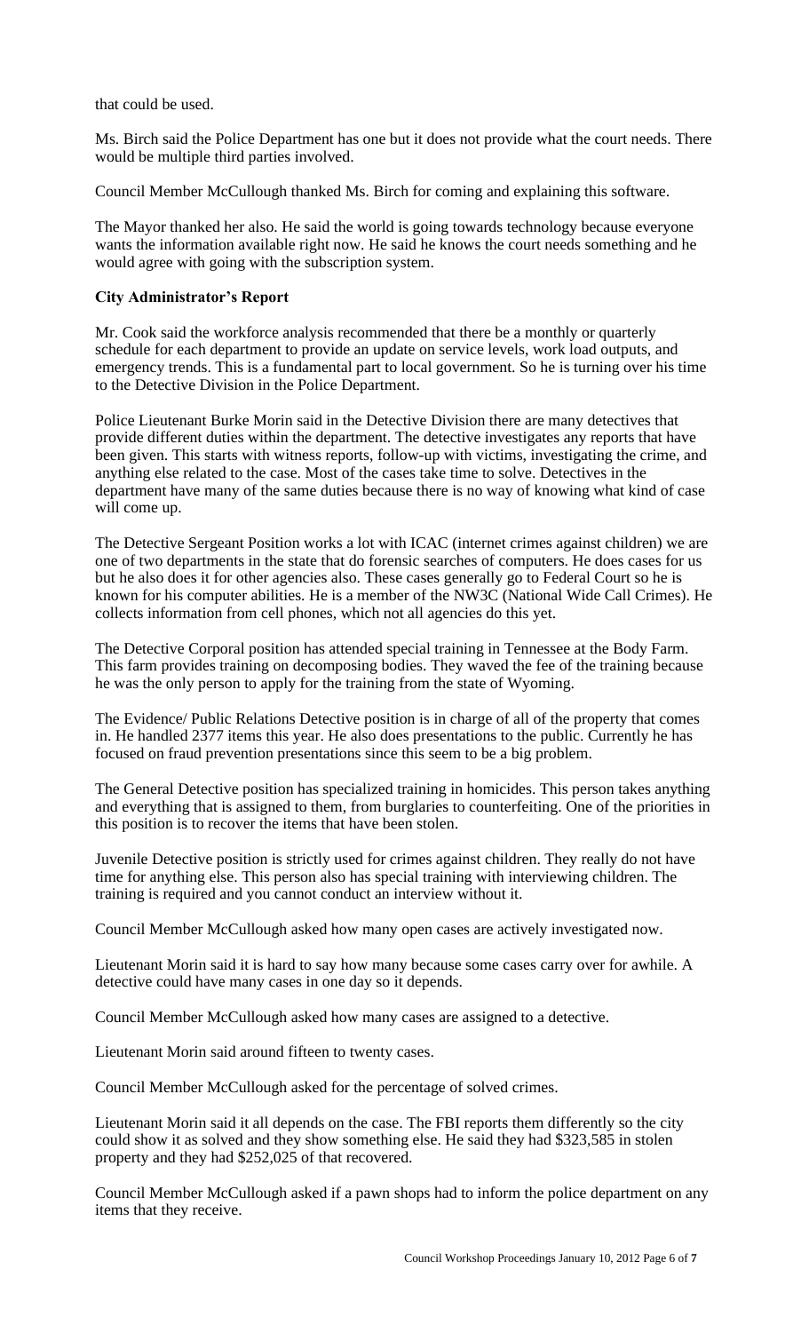that could be used.

Ms. Birch said the Police Department has one but it does not provide what the court needs. There would be multiple third parties involved.

Council Member McCullough thanked Ms. Birch for coming and explaining this software.

The Mayor thanked her also. He said the world is going towards technology because everyone wants the information available right now. He said he knows the court needs something and he would agree with going with the subscription system.

**City Administrator's Report**

Mr. Cook said the workforce analysis recommended that there be a monthly or quarterly schedule for each department to provide an update on service levels, work load outputs, and emergency trends. This is a fundamental part to local government. So he is turning over his time to the Detective Division in the Police Department.

Police Lieutenant Burke Morin said in the Detective Division there are many detectives that provide different duties within the department. The detective investigates any reports that have been given. This starts with witness reports, follow-up with victims, investigating the crime, and anything else related to the case. Most of the cases take time to solve. Detectives in the department have many of the same duties because there is no way of knowing what kind of case will come up.

The Detective Sergeant Position works a lot with ICAC (internet crimes against children) we are one of two departments in the state that do forensic searches of computers. He does cases for us but he also does it for other agencies also. These cases generally go to Federal Court so he is known for his computer abilities. He is a member of the NW3C (National Wide Call Crimes). He collects information from cell phones, which not all agencies do this yet.

The Detective Corporal position has attended special training in Tennessee at the Body Farm. This farm provides training on decomposing bodies. They waved the fee of the training because he was the only person to apply for the training from the state of Wyoming.

The Evidence/ Public Relations Detective position is in charge of all of the property that comes in. He handled 2377 items this year. He also does presentations to the public. Currently he has focused on fraud prevention presentations since this seem to be a big problem.

The General Detective position has specialized training in homicides. This person takes anything and everything that is assigned to them, from burglaries to counterfeiting. One of the priorities in this position is to recover the items that have been stolen.

Juvenile Detective position is strictly used for crimes against children. They really do not have time for anything else. This person also has special training with interviewing children. The training is required and you cannot conduct an interview without it.

Council Member McCullough asked how many open cases are actively investigated now.

Lieutenant Morin said it is hard to say how many because some cases carry over for awhile. A detective could have many cases in one day so it depends.

Council Member McCullough asked how many cases are assigned to a detective.

Lieutenant Morin said around fifteen to twenty cases.

Council Member McCullough asked for the percentage of solved crimes.

Lieutenant Morin said it all depends on the case. The FBI reports them differently so the city could show it as solved and they show something else. He said they had $323,585 in stolen property and they had $252,025 of that recovered.

Council Member McCullough asked if a pawn shops had to inform the police department on any items that they receive.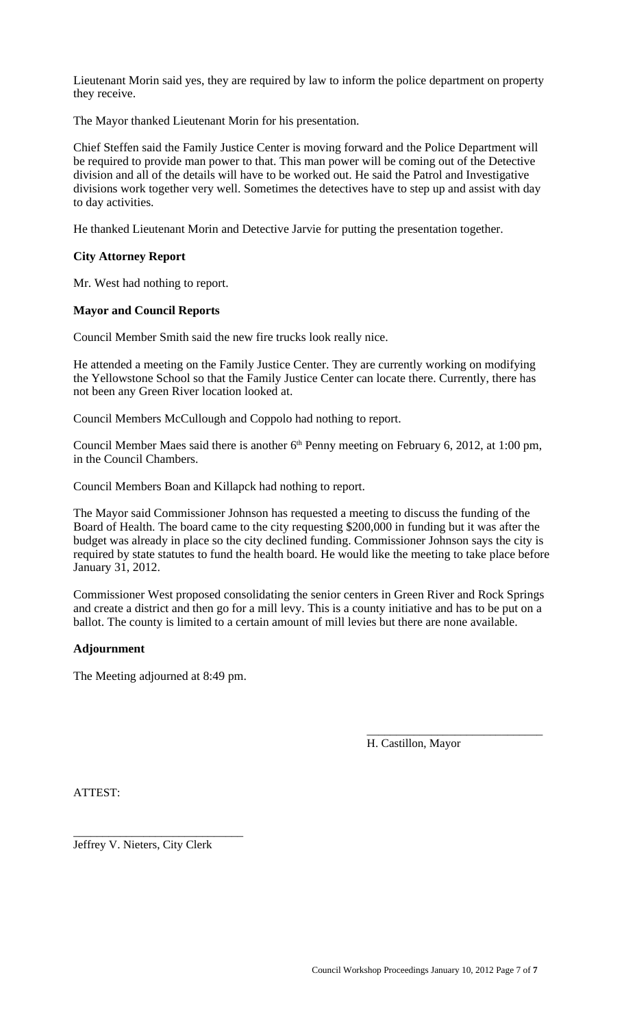Lieutenant Morin said yes, they are required by law to inform the police department on property they receive.

The Mayor thanked Lieutenant Morin for his presentation.

Chief Steffen said the Family Justice Center is moving forward and the Police Department will be required to provide man power to that. This man power will be coming out of the Detective division and all of the details will have to be worked out. He said the Patrol and Investigative divisions work together very well. Sometimes the detectives have to step up and assist with day to day activities.

He thanked Lieutenant Morin and Detective Jarvie for putting the presentation together.

**City Attorney Report**

Mr. West had nothing to report.

**Mayor and Council Reports**

Council Member Smith said the new fire trucks look really nice.

He attended a meeting on the Family Justice Center. They are currently working on modifying the Yellowstone School so that the Family Justice Center can locate there. Currently, there has not been any Green River location looked at.

Council Members McCullough and Coppolo had nothing to report.

Council Member Maes said there is another 6th Penny meeting on February 6, 2012, at 1:00 pm, in the Council Chambers.

Council Members Boan and Killapck had nothing to report.

The Mayor said Commissioner Johnson has requested a meeting to discuss the funding of the Board of Health. The board came to the city requesting $200,000 in funding but it was after the budget was already in place so the city declined funding. Commissioner Johnson says the city is required by state statutes to fund the health board. He would like the meeting to take place before January 31, 2012.

Commissioner West proposed consolidating the senior centers in Green River and Rock Springs and create a district and then go for a mill levy. This is a county initiative and has to be put on a ballot. The county is limited to a certain amount of mill levies but there are none available.

**Adjournment**

The Meeting adjourned at 8:49 pm.

\_\_\_\_\_\_\_\_\_\_\_\_\_\_\_\_\_\_\_\_\_\_\_\_\_\_\_\_\_\_
H. Castillon, Mayor

ATTEST:

\_\_\_\_\_\_\_\_\_\_\_\_\_\_\_\_\_\_\_\_\_\_\_\_\_\_\_\_\_\_
Jeffrey V. Nieters, City Clerk